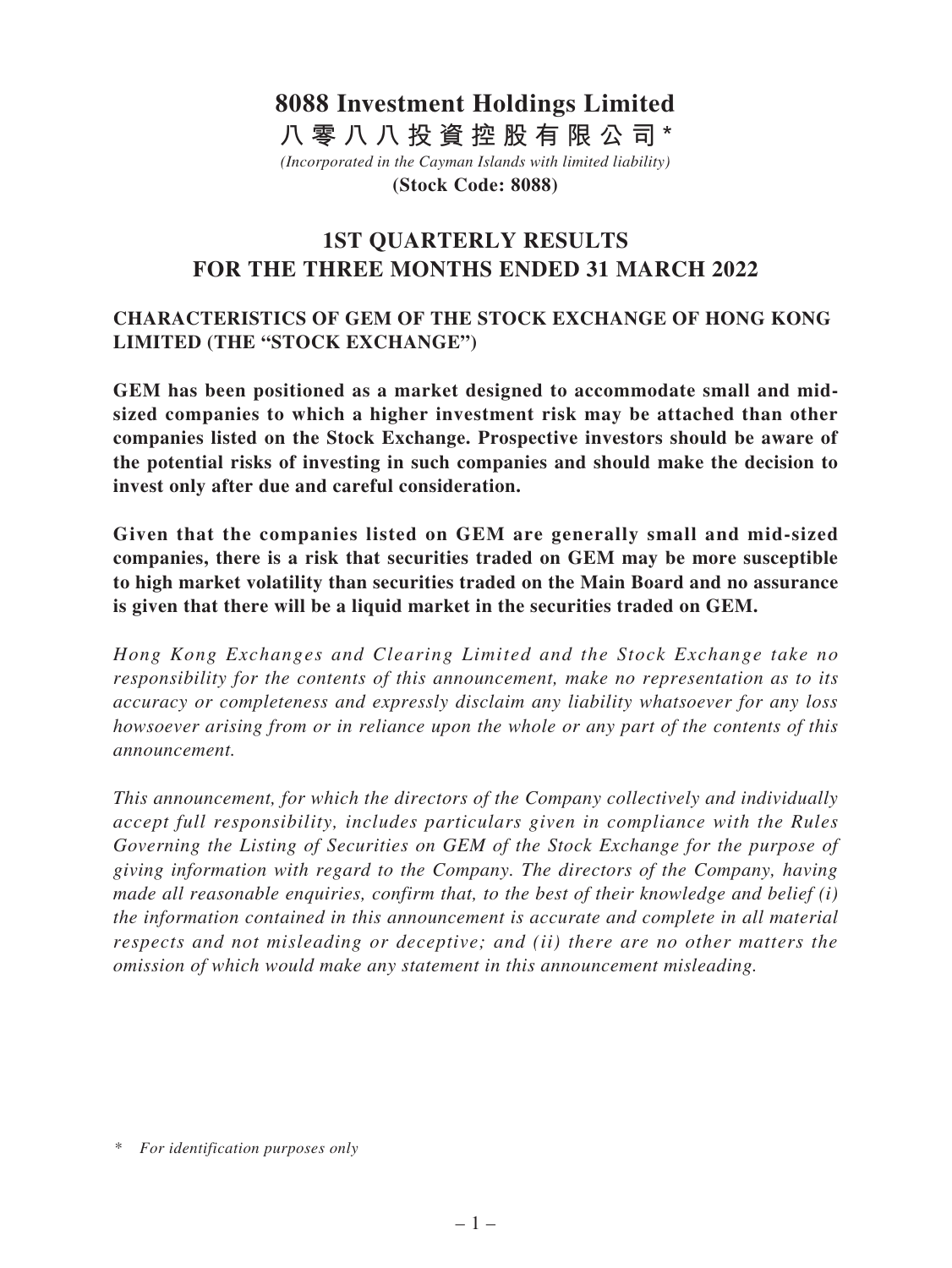# 8088 Investment Holdings Limited

# 八零八八投資控股有限公司*

*(Incorporated in the Cayman Islands with limited liability)*

**(Stock Code: 8088)**

## 1ST QUARTERLY RESULTS FOR THE THREE MONTHS ENDED 31 MARCH 2022

### CHARACTERISTICS OF GEM OF THE STOCK EXCHANGE OF HONG KONG LIMITED (THE "STOCK EXCHANGE")

**GEM has been positioned as a market designed to accommodate small and mid-sized companies to which a higher investment risk may be attached than other companies listed on the Stock Exchange. Prospective investors should be aware of the potential risks of investing in such companies and should make the decision to invest only after due and careful consideration.**

**Given that the companies listed on GEM are generally small and mid-sized companies, there is a risk that securities traded on GEM may be more susceptible to high market volatility than securities traded on the Main Board and no assurance is given that there will be a liquid market in the securities traded on GEM.**

*Hong Kong Exchanges and Clearing Limited and the Stock Exchange take no responsibility for the contents of this announcement, make no representation as to its accuracy or completeness and expressly disclaim any liability whatsoever for any loss howsoever arising from or in reliance upon the whole or any part of the contents of this announcement.*

*This announcement, for which the directors of the Company collectively and individually accept full responsibility, includes particulars given in compliance with the Rules Governing the Listing of Securities on GEM of the Stock Exchange for the purpose of giving information with regard to the Company. The directors of the Company, having made all reasonable enquiries, confirm that, to the best of their knowledge and belief (i) the information contained in this announcement is accurate and complete in all material respects and not misleading or deceptive; and (ii) there are no other matters the omission of which would make any statement in this announcement misleading.*

\* *For identification purposes only*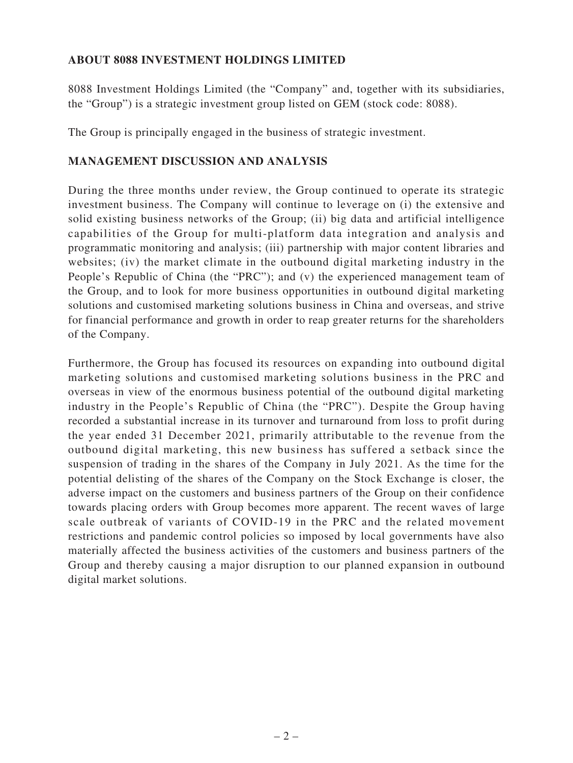## ABOUT 8088 INVESTMENT HOLDINGS LIMITED

8088 Investment Holdings Limited (the "Company" and, together with its subsidiaries, the "Group") is a strategic investment group listed on GEM (stock code: 8088).

The Group is principally engaged in the business of strategic investment.

## MANAGEMENT DISCUSSION AND ANALYSIS

During the three months under review, the Group continued to operate its strategic investment business. The Company will continue to leverage on (i) the extensive and solid existing business networks of the Group; (ii) big data and artificial intelligence capabilities of the Group for multi-platform data integration and analysis and programmatic monitoring and analysis; (iii) partnership with major content libraries and websites; (iv) the market climate in the outbound digital marketing industry in the People's Republic of China (the "PRC"); and (v) the experienced management team of the Group, and to look for more business opportunities in outbound digital marketing solutions and customised marketing solutions business in China and overseas, and strive for financial performance and growth in order to reap greater returns for the shareholders of the Company.

Furthermore, the Group has focused its resources on expanding into outbound digital marketing solutions and customised marketing solutions business in the PRC and overseas in view of the enormous business potential of the outbound digital marketing industry in the People's Republic of China (the "PRC"). Despite the Group having recorded a substantial increase in its turnover and turnaround from loss to profit during the year ended 31 December 2021, primarily attributable to the revenue from the outbound digital marketing, this new business has suffered a setback since the suspension of trading in the shares of the Company in July 2021. As the time for the potential delisting of the shares of the Company on the Stock Exchange is closer, the adverse impact on the customers and business partners of the Group on their confidence towards placing orders with Group becomes more apparent. The recent waves of large scale outbreak of variants of COVID-19 in the PRC and the related movement restrictions and pandemic control policies so imposed by local governments have also materially affected the business activities of the customers and business partners of the Group and thereby causing a major disruption to our planned expansion in outbound digital market solutions.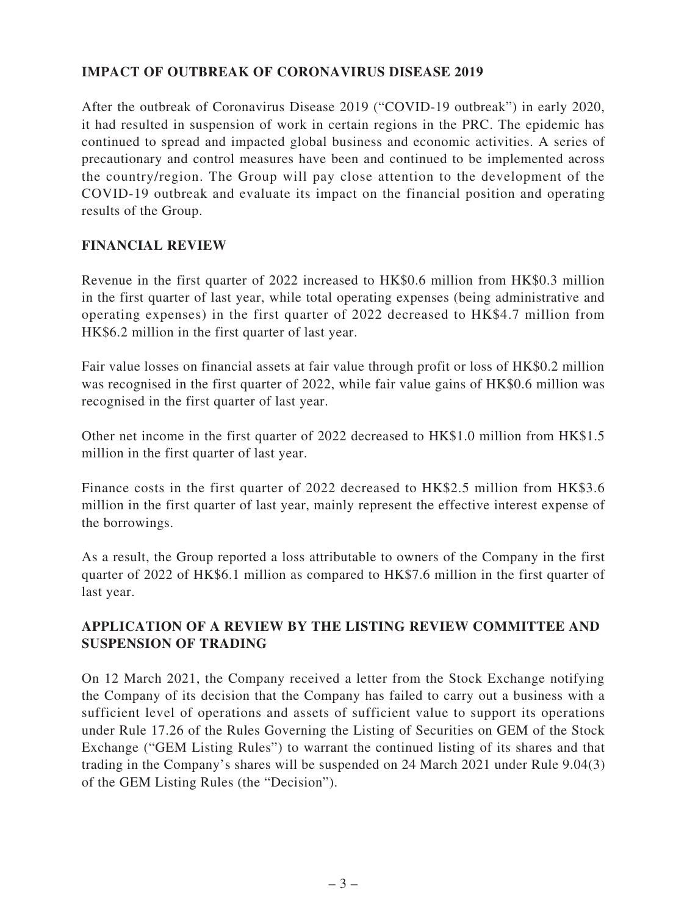## IMPACT OF OUTBREAK OF CORONAVIRUS DISEASE 2019

After the outbreak of Coronavirus Disease 2019 ("COVID-19 outbreak") in early 2020, it had resulted in suspension of work in certain regions in the PRC. The epidemic has continued to spread and impacted global business and economic activities. A series of precautionary and control measures have been and continued to be implemented across the country/region. The Group will pay close attention to the development of the COVID-19 outbreak and evaluate its impact on the financial position and operating results of the Group.

## FINANCIAL REVIEW

Revenue in the first quarter of 2022 increased to HK$0.6 million from HK$0.3 million in the first quarter of last year, while total operating expenses (being administrative and operating expenses) in the first quarter of 2022 decreased to HK$4.7 million from HK$6.2 million in the first quarter of last year.

Fair value losses on financial assets at fair value through profit or loss of HK$0.2 million was recognised in the first quarter of 2022, while fair value gains of HK$0.6 million was recognised in the first quarter of last year.

Other net income in the first quarter of 2022 decreased to HK$1.0 million from HK$1.5 million in the first quarter of last year.

Finance costs in the first quarter of 2022 decreased to HK$2.5 million from HK$3.6 million in the first quarter of last year, mainly represent the effective interest expense of the borrowings.

As a result, the Group reported a loss attributable to owners of the Company in the first quarter of 2022 of HK$6.1 million as compared to HK$7.6 million in the first quarter of last year.

## APPLICATION OF A REVIEW BY THE LISTING REVIEW COMMITTEE AND SUSPENSION OF TRADING

On 12 March 2021, the Company received a letter from the Stock Exchange notifying the Company of its decision that the Company has failed to carry out a business with a sufficient level of operations and assets of sufficient value to support its operations under Rule 17.26 of the Rules Governing the Listing of Securities on GEM of the Stock Exchange ("GEM Listing Rules") to warrant the continued listing of its shares and that trading in the Company's shares will be suspended on 24 March 2021 under Rule 9.04(3) of the GEM Listing Rules (the "Decision").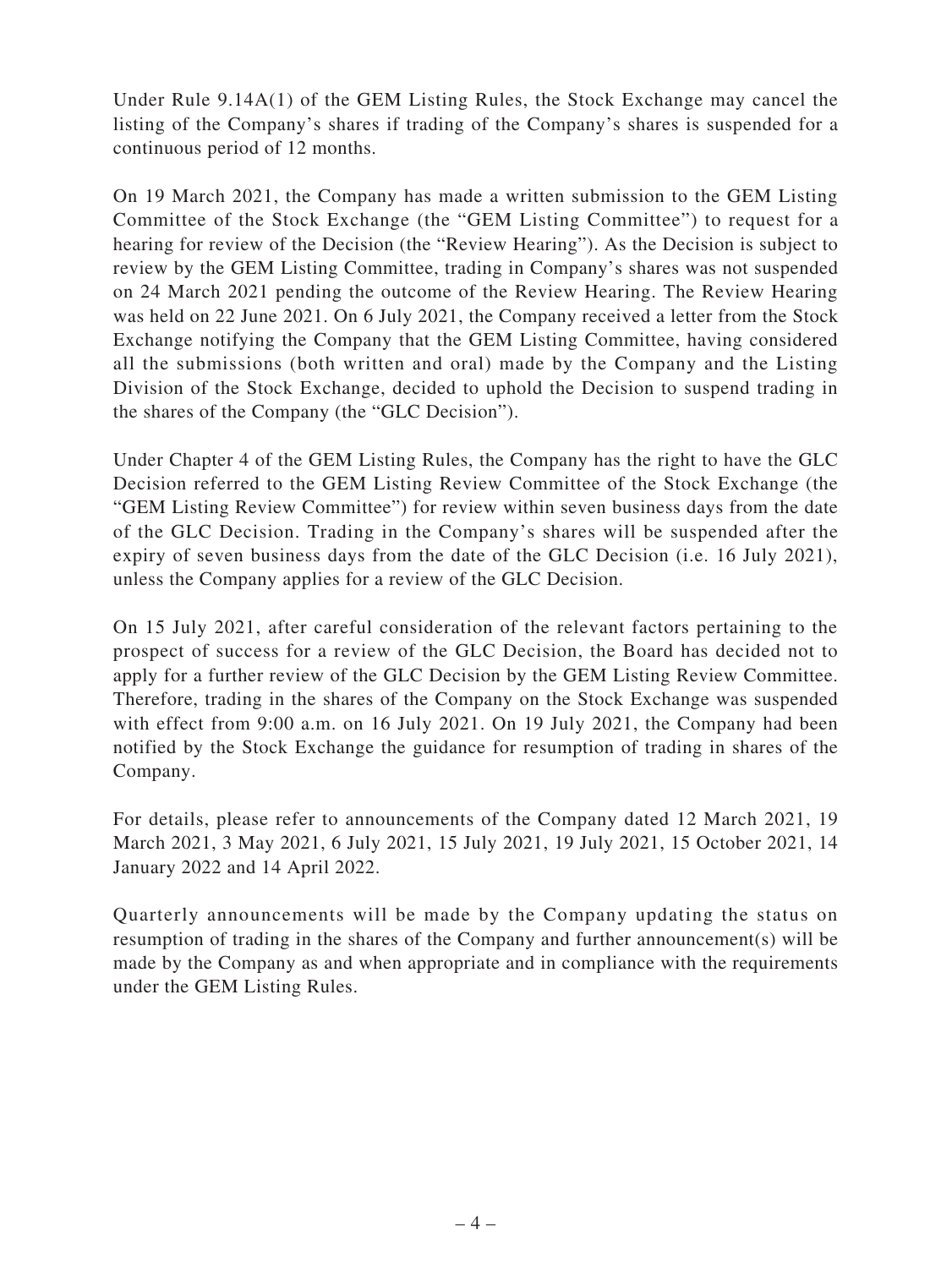Under Rule 9.14A(1) of the GEM Listing Rules, the Stock Exchange may cancel the listing of the Company's shares if trading of the Company's shares is suspended for a continuous period of 12 months.

On 19 March 2021, the Company has made a written submission to the GEM Listing Committee of the Stock Exchange (the "GEM Listing Committee") to request for a hearing for review of the Decision (the "Review Hearing"). As the Decision is subject to review by the GEM Listing Committee, trading in Company's shares was not suspended on 24 March 2021 pending the outcome of the Review Hearing. The Review Hearing was held on 22 June 2021. On 6 July 2021, the Company received a letter from the Stock Exchange notifying the Company that the GEM Listing Committee, having considered all the submissions (both written and oral) made by the Company and the Listing Division of the Stock Exchange, decided to uphold the Decision to suspend trading in the shares of the Company (the "GLC Decision").

Under Chapter 4 of the GEM Listing Rules, the Company has the right to have the GLC Decision referred to the GEM Listing Review Committee of the Stock Exchange (the "GEM Listing Review Committee") for review within seven business days from the date of the GLC Decision. Trading in the Company's shares will be suspended after the expiry of seven business days from the date of the GLC Decision (i.e. 16 July 2021), unless the Company applies for a review of the GLC Decision.

On 15 July 2021, after careful consideration of the relevant factors pertaining to the prospect of success for a review of the GLC Decision, the Board has decided not to apply for a further review of the GLC Decision by the GEM Listing Review Committee. Therefore, trading in the shares of the Company on the Stock Exchange was suspended with effect from 9:00 a.m. on 16 July 2021. On 19 July 2021, the Company had been notified by the Stock Exchange the guidance for resumption of trading in shares of the Company.

For details, please refer to announcements of the Company dated 12 March 2021, 19 March 2021, 3 May 2021, 6 July 2021, 15 July 2021, 19 July 2021, 15 October 2021, 14 January 2022 and 14 April 2022.

Quarterly announcements will be made by the Company updating the status on resumption of trading in the shares of the Company and further announcement(s) will be made by the Company as and when appropriate and in compliance with the requirements under the GEM Listing Rules.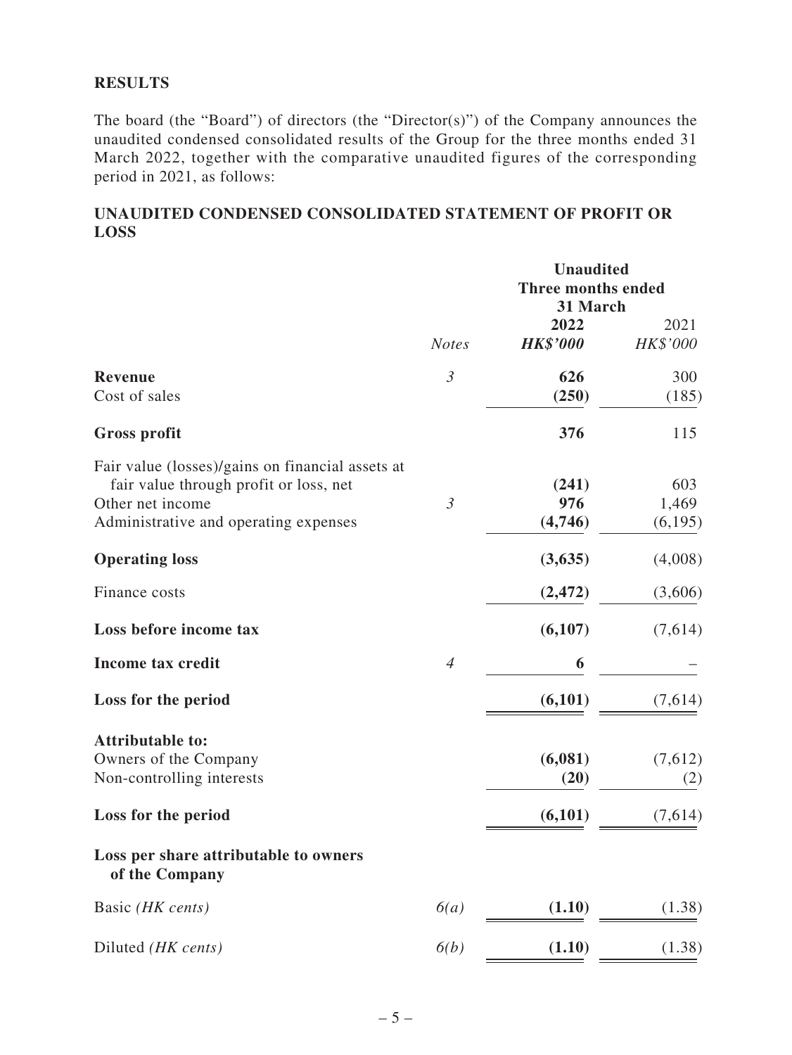## RESULTS

The board (the "Board") of directors (the "Director(s)") of the Company announces the unaudited condensed consolidated results of the Group for the three months ended 31 March 2022, together with the comparative unaudited figures of the corresponding period in 2021, as follows:

## UNAUDITED CONDENSED CONSOLIDATED STATEMENT OF PROFIT OR LOSS

| | | Unaudited Three months ended 31 March | |
|---|---|---|---|
| | | **2022** | 2021 |
| | *Notes* | ***HK$'000*** | *HK$'000* |
| **Revenue** | *3* | **626** | 300 |
| Cost of sales | | **(250)** | (185) |
| **Gross profit** | | **376** | 115 |
| Fair value (losses)/gains on financial assets at fair value through profit or loss, net | | **(241)** | 603 |
| Other net income | *3* | **976** | 1,469 |
| Administrative and operating expenses | | **(4,746)** | (6,195) |
| **Operating loss** | | **(3,635)** | (4,008) |
| Finance costs | | **(2,472)** | (3,606) |
| **Loss before income tax** | | **(6,107)** | (7,614) |
| **Income tax credit** | *4* | **6** | – |
| **Loss for the period** | | **(6,101)** | (7,614) |
| **Attributable to:** | | | |
| Owners of the Company | | **(6,081)** | (7,612) |
| Non-controlling interests | | **(20)** | (2) |
| **Loss for the period** | | **(6,101)** | (7,614) |
| **Loss per share attributable to owners of the Company** | | | |
| Basic *(HK cents)* | *6(a)* | **(1.10)** | (1.38) |
| Diluted *(HK cents)* | *6(b)* | **(1.10)** | (1.38) |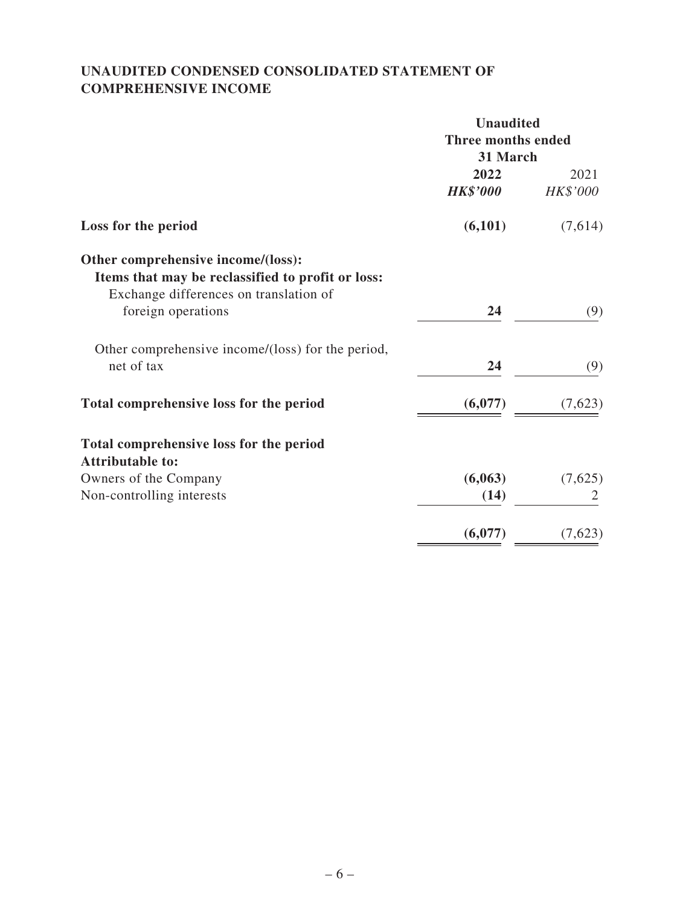# UNAUDITED CONDENSED CONSOLIDATED STATEMENT OF COMPREHENSIVE INCOME

| | Unaudited Three months ended 31 March | |
|---|---|---|
| | **2022** | 2021 |
| | ***HK$'000*** | *HK$'000* |
| **Loss for the period** | **(6,101)** | (7,614) |
| **Other comprehensive income/(loss):** | | |
| **Items that may be reclassified to profit or loss:** | | |
| Exchange differences on translation of foreign operations | **24** | (9) |
| Other comprehensive income/(loss) for the period, net of tax | **24** | (9) |
| **Total comprehensive loss for the period** | **(6,077)** | (7,623) |
| **Total comprehensive loss for the period Attributable to:** | | |
| Owners of the Company | **(6,063)** | (7,625) |
| Non-controlling interests | **(14)** | 2 |
| | **(6,077)** | (7,623) |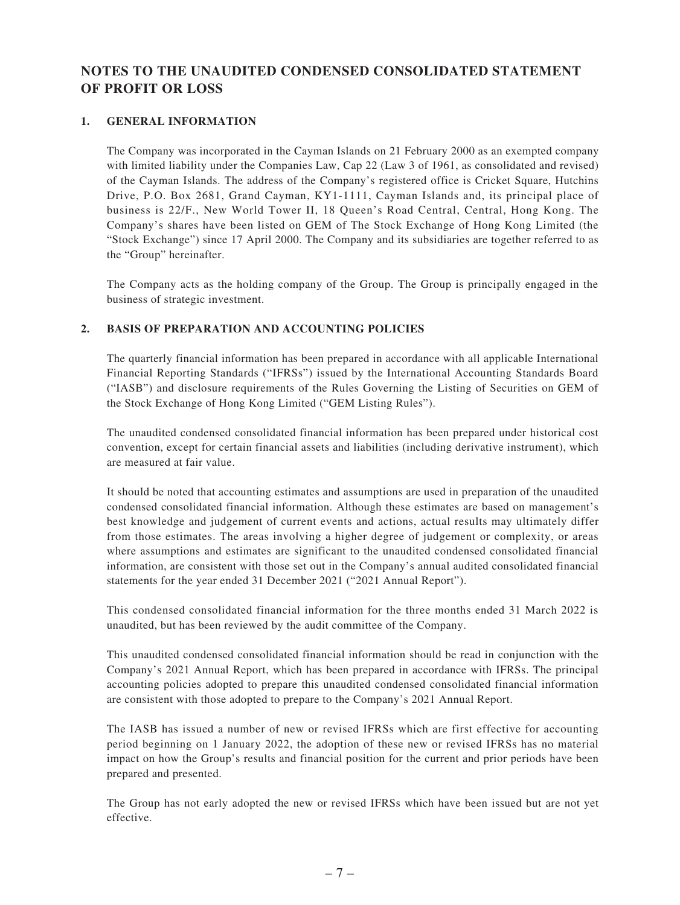# NOTES TO THE UNAUDITED CONDENSED CONSOLIDATED STATEMENT OF PROFIT OR LOSS

## 1. GENERAL INFORMATION

The Company was incorporated in the Cayman Islands on 21 February 2000 as an exempted company with limited liability under the Companies Law, Cap 22 (Law 3 of 1961, as consolidated and revised) of the Cayman Islands. The address of the Company's registered office is Cricket Square, Hutchins Drive, P.O. Box 2681, Grand Cayman, KY1-1111, Cayman Islands and, its principal place of business is 22/F., New World Tower II, 18 Queen's Road Central, Central, Hong Kong. The Company's shares have been listed on GEM of The Stock Exchange of Hong Kong Limited (the "Stock Exchange") since 17 April 2000. The Company and its subsidiaries are together referred to as the "Group" hereinafter.

The Company acts as the holding company of the Group. The Group is principally engaged in the business of strategic investment.

## 2. BASIS OF PREPARATION AND ACCOUNTING POLICIES

The quarterly financial information has been prepared in accordance with all applicable International Financial Reporting Standards ("IFRSs") issued by the International Accounting Standards Board ("IASB") and disclosure requirements of the Rules Governing the Listing of Securities on GEM of the Stock Exchange of Hong Kong Limited ("GEM Listing Rules").

The unaudited condensed consolidated financial information has been prepared under historical cost convention, except for certain financial assets and liabilities (including derivative instrument), which are measured at fair value.

It should be noted that accounting estimates and assumptions are used in preparation of the unaudited condensed consolidated financial information. Although these estimates are based on management's best knowledge and judgement of current events and actions, actual results may ultimately differ from those estimates. The areas involving a higher degree of judgement or complexity, or areas where assumptions and estimates are significant to the unaudited condensed consolidated financial information, are consistent with those set out in the Company's annual audited consolidated financial statements for the year ended 31 December 2021 ("2021 Annual Report").

This condensed consolidated financial information for the three months ended 31 March 2022 is unaudited, but has been reviewed by the audit committee of the Company.

This unaudited condensed consolidated financial information should be read in conjunction with the Company's 2021 Annual Report, which has been prepared in accordance with IFRSs. The principal accounting policies adopted to prepare this unaudited condensed consolidated financial information are consistent with those adopted to prepare to the Company's 2021 Annual Report.

The IASB has issued a number of new or revised IFRSs which are first effective for accounting period beginning on 1 January 2022, the adoption of these new or revised IFRSs has no material impact on how the Group's results and financial position for the current and prior periods have been prepared and presented.

The Group has not early adopted the new or revised IFRSs which have been issued but are not yet effective.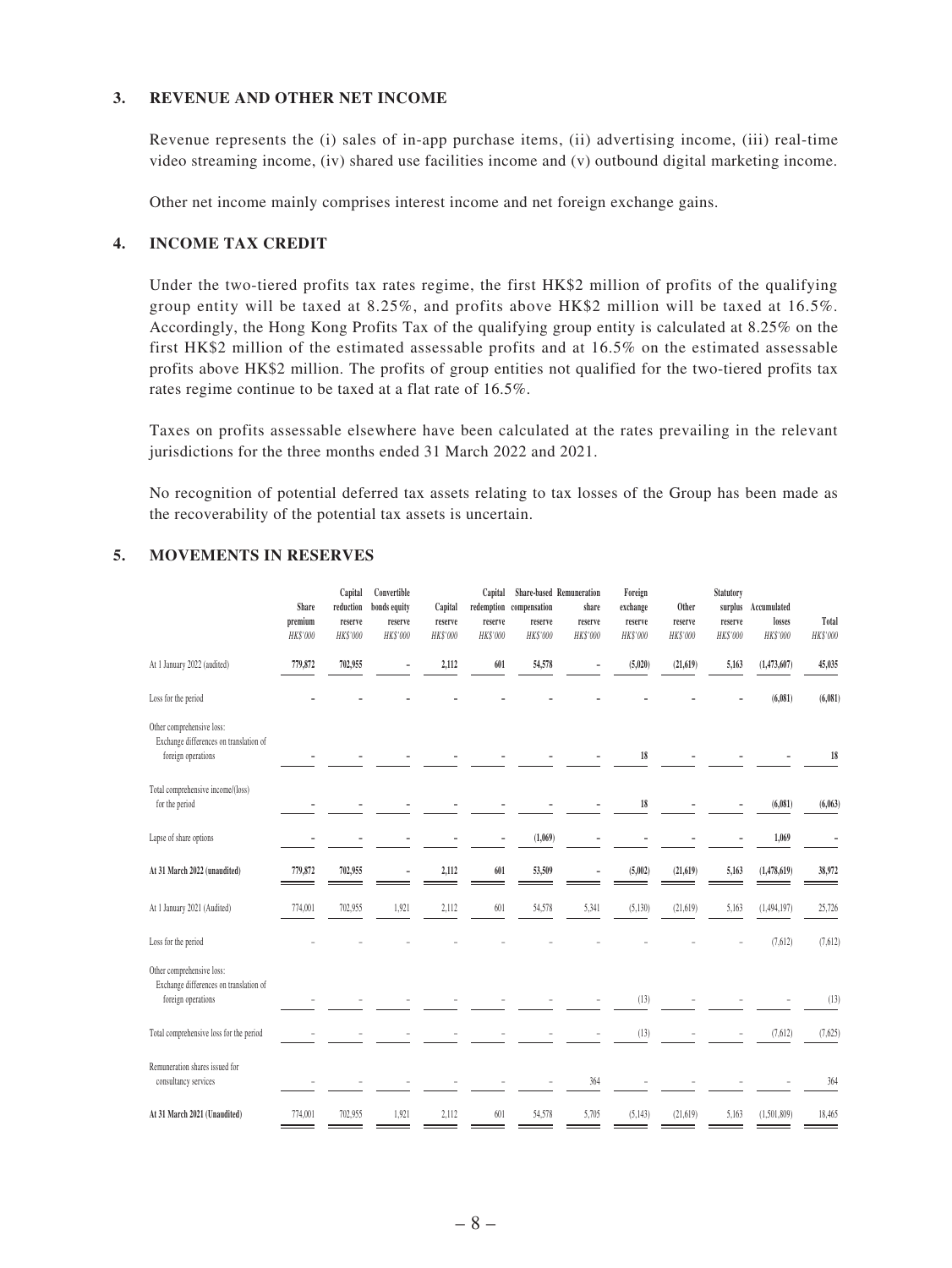## 3. REVENUE AND OTHER NET INCOME

Revenue represents the (i) sales of in-app purchase items, (ii) advertising income, (iii) real-time video streaming income, (iv) shared use facilities income and (v) outbound digital marketing income.

Other net income mainly comprises interest income and net foreign exchange gains.

## 4. INCOME TAX CREDIT

Under the two-tiered profits tax rates regime, the first HK$2 million of profits of the qualifying group entity will be taxed at 8.25%, and profits above HK$2 million will be taxed at 16.5%. Accordingly, the Hong Kong Profits Tax of the qualifying group entity is calculated at 8.25% on the first HK$2 million of the estimated assessable profits and at 16.5% on the estimated assessable profits above HK$2 million. The profits of group entities not qualified for the two-tiered profits tax rates regime continue to be taxed at a flat rate of 16.5%.

Taxes on profits assessable elsewhere have been calculated at the rates prevailing in the relevant jurisdictions for the three months ended 31 March 2022 and 2021.

No recognition of potential deferred tax assets relating to tax losses of the Group has been made as the recoverability of the potential tax assets is uncertain.

## 5. MOVEMENTS IN RESERVES

| | Share premium | Capital reduction reserve | Convertible bonds equity reserve | Capital reserve | Capital redemption reserve | Share-based compensation reserve | Remuneration share reserve | Foreign exchange reserve | Other reserve | Statutory surplus reserve | Accumulated losses | Total |
|---|---|---|---|---|---|---|---|---|---|---|---|---|
| | *HK$'000* | *HK$'000* | *HK$'000* | *HK$'000* | *HK$'000* | *HK$'000* | *HK$'000* | *HK$'000* | *HK$'000* | *HK$'000* | *HK$'000* | *HK$'000* |
| At 1 January 2022 (audited) | 779,872 | 702,955 | – | 2,112 | 601 | 54,578 | – | (5,020) | (21,619) | 5,163 | (1,473,607) | 45,035 |
| Loss for the period | – | – | – | – | – | – | – | – | – | – | (6,081) | (6,081) |
| Other comprehensive loss: Exchange differences on translation of foreign operations | – | – | – | – | – | – | – | 18 | – | – | – | 18 |
| Total comprehensive income/(loss) for the period | – | – | – | – | – | – | – | 18 | – | – | (6,081) | (6,063) |
| Lapse of share options | – | – | – | – | – | (1,069) | – | – | – | – | 1,069 | – |
| **At 31 March 2022 (unaudited)** | **779,872** | **702,955** | **–** | **2,112** | **601** | **53,509** | **–** | **(5,002)** | **(21,619)** | **5,163** | **(1,478,619)** | **38,972** |
| At 1 January 2021 (Audited) | 774,001 | 702,955 | 1,921 | 2,112 | 601 | 54,578 | 5,341 | (5,130) | (21,619) | 5,163 | (1,494,197) | 25,726 |
| Loss for the period | – | – | – | – | – | – | – | – | – | – | (7,612) | (7,612) |
| Other comprehensive loss: Exchange differences on translation of foreign operations | – | – | – | – | – | – | – | (13) | – | – | – | (13) |
| Total comprehensive loss for the period | – | – | – | – | – | – | – | (13) | – | – | (7,612) | (7,625) |
| Remuneration shares issued for consultancy services | – | – | – | – | – | – | 364 | – | – | – | – | 364 |
| **At 31 March 2021 (Unaudited)** | 774,001 | 702,955 | 1,921 | 2,112 | 601 | 54,578 | 5,705 | (5,143) | (21,619) | 5,163 | (1,501,809) | 18,465 |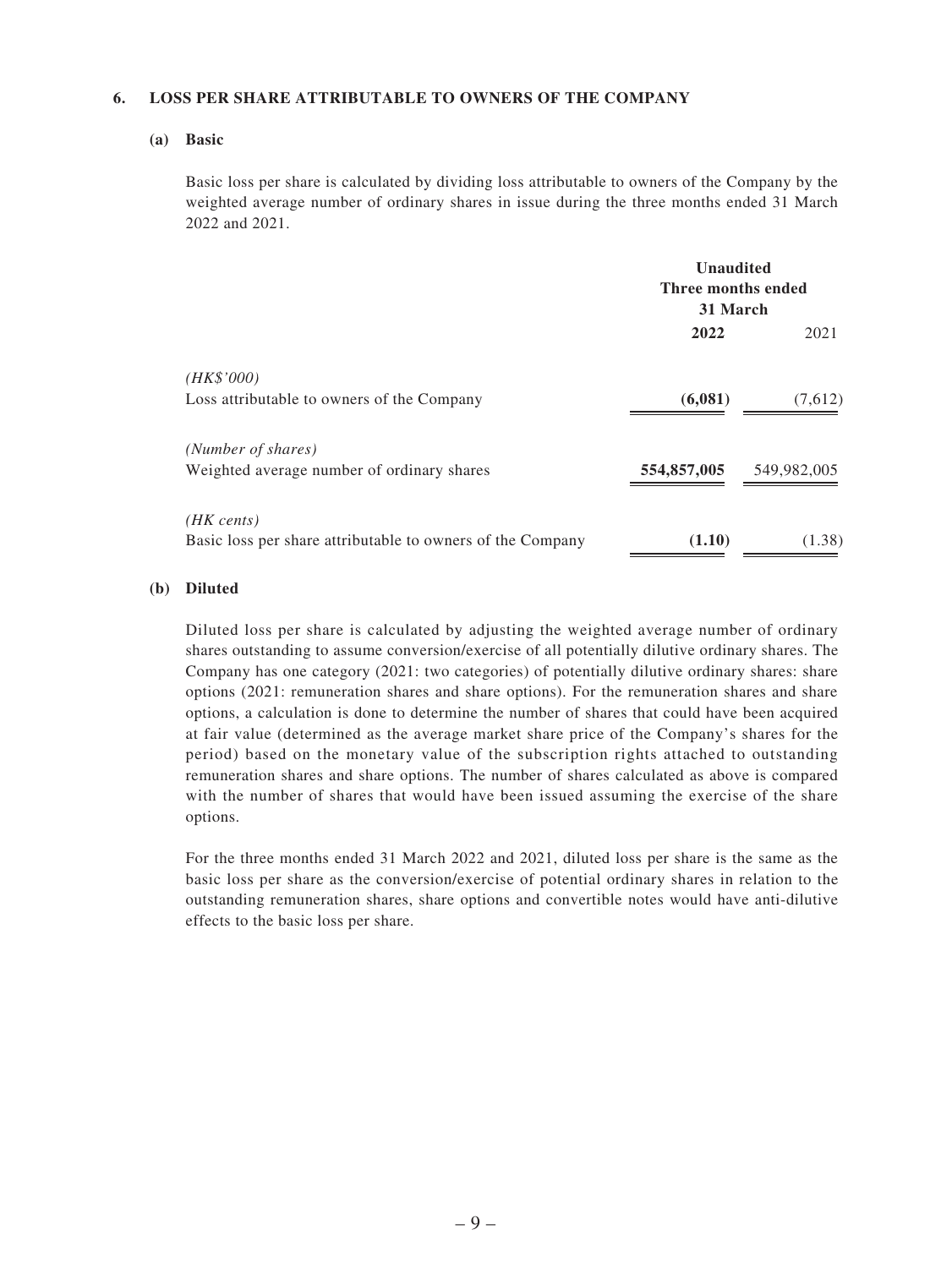## 6. LOSS PER SHARE ATTRIBUTABLE TO OWNERS OF THE COMPANY

### (a) Basic

Basic loss per share is calculated by dividing loss attributable to owners of the Company by the weighted average number of ordinary shares in issue during the three months ended 31 March 2022 and 2021.

| | Unaudited Three months ended 31 March | |
|---|---|---|
| | **2022** | 2021 |
| *(HK$'000)* | | |
| Loss attributable to owners of the Company | **(6,081)** | (7,612) |
| *(Number of shares)* | | |
| Weighted average number of ordinary shares | **554,857,005** | 549,982,005 |
| *(HK cents)* | | |
| Basic loss per share attributable to owners of the Company | **(1.10)** | (1.38) |

### (b) Diluted

Diluted loss per share is calculated by adjusting the weighted average number of ordinary shares outstanding to assume conversion/exercise of all potentially dilutive ordinary shares. The Company has one category (2021: two categories) of potentially dilutive ordinary shares: share options (2021: remuneration shares and share options). For the remuneration shares and share options, a calculation is done to determine the number of shares that could have been acquired at fair value (determined as the average market share price of the Company's shares for the period) based on the monetary value of the subscription rights attached to outstanding remuneration shares and share options. The number of shares calculated as above is compared with the number of shares that would have been issued assuming the exercise of the share options.

For the three months ended 31 March 2022 and 2021, diluted loss per share is the same as the basic loss per share as the conversion/exercise of potential ordinary shares in relation to the outstanding remuneration shares, share options and convertible notes would have anti-dilutive effects to the basic loss per share.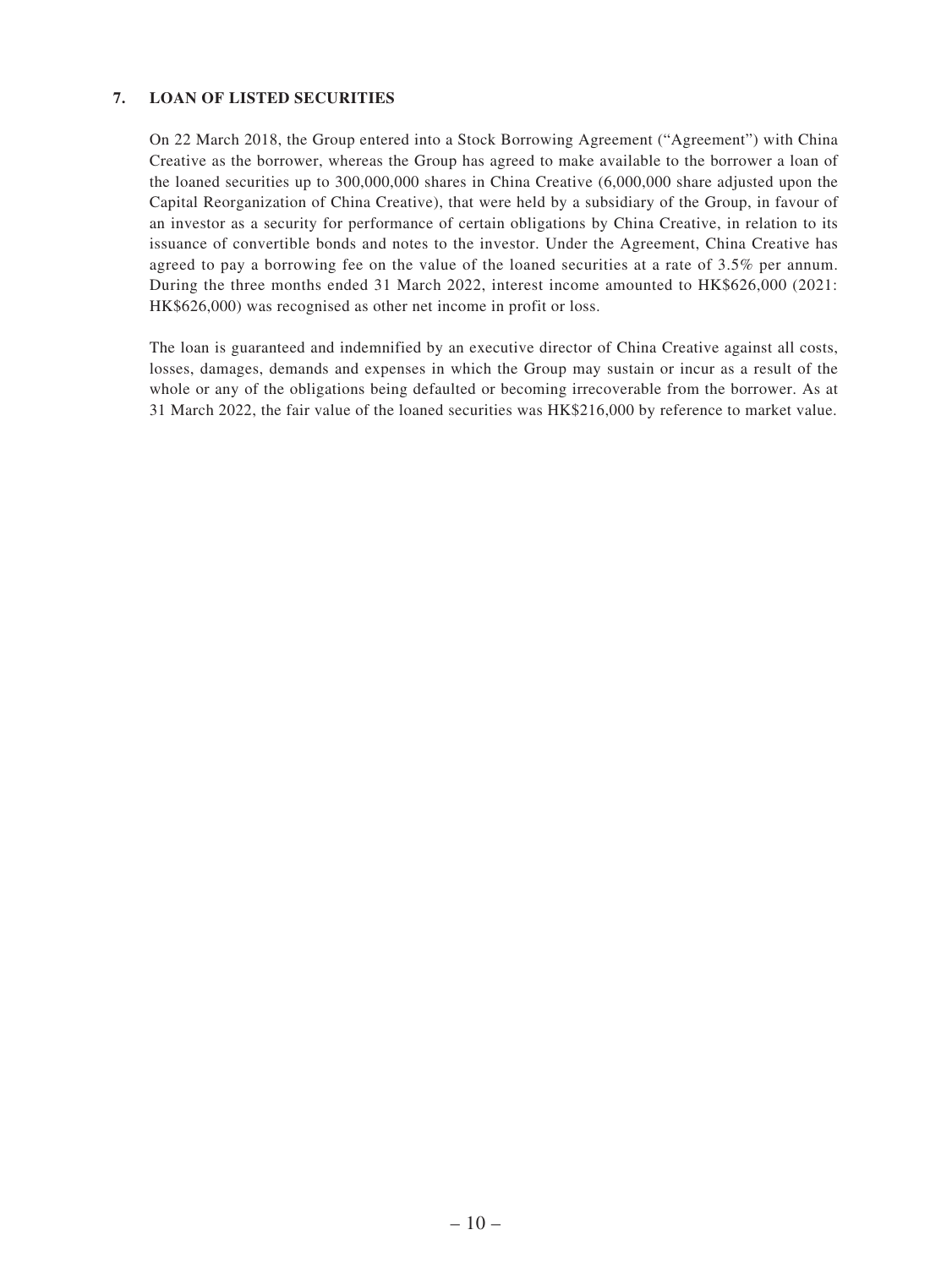## 7. LOAN OF LISTED SECURITIES

On 22 March 2018, the Group entered into a Stock Borrowing Agreement ("Agreement") with China Creative as the borrower, whereas the Group has agreed to make available to the borrower a loan of the loaned securities up to 300,000,000 shares in China Creative (6,000,000 share adjusted upon the Capital Reorganization of China Creative), that were held by a subsidiary of the Group, in favour of an investor as a security for performance of certain obligations by China Creative, in relation to its issuance of convertible bonds and notes to the investor. Under the Agreement, China Creative has agreed to pay a borrowing fee on the value of the loaned securities at a rate of 3.5% per annum. During the three months ended 31 March 2022, interest income amounted to HK$626,000 (2021: HK$626,000) was recognised as other net income in profit or loss.

The loan is guaranteed and indemnified by an executive director of China Creative against all costs, losses, damages, demands and expenses in which the Group may sustain or incur as a result of the whole or any of the obligations being defaulted or becoming irrecoverable from the borrower. As at 31 March 2022, the fair value of the loaned securities was HK$216,000 by reference to market value.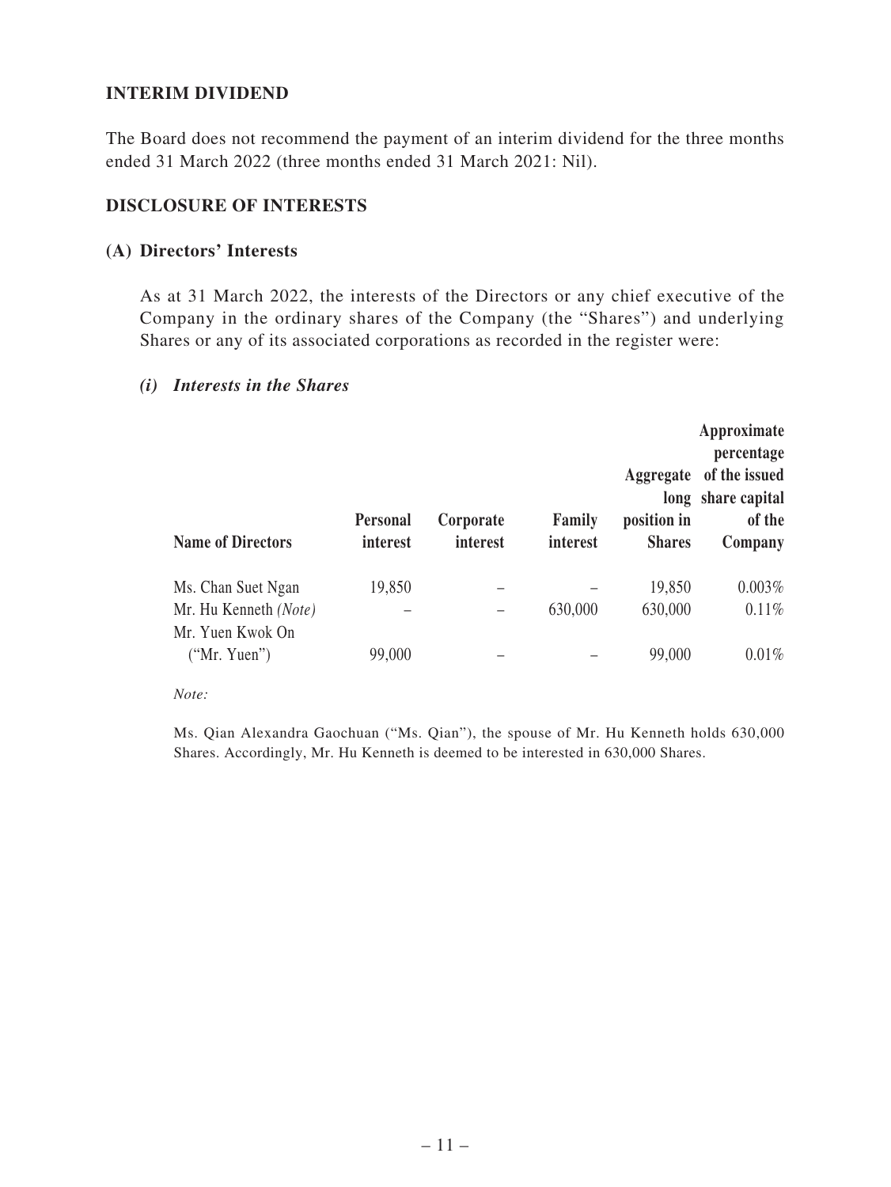## INTERIM DIVIDEND

The Board does not recommend the payment of an interim dividend for the three months ended 31 March 2022 (three months ended 31 March 2021: Nil).

## DISCLOSURE OF INTERESTS

### (A) Directors' Interests

As at 31 March 2022, the interests of the Directors or any chief executive of the Company in the ordinary shares of the Company (the "Shares") and underlying Shares or any of its associated corporations as recorded in the register were:

#### *(i) Interests in the Shares*

| Name of Directors | Personal interest | Corporate interest | Family interest | Aggregate long position in Shares | Approximate percentage of the issued share capital of the Company |
|---|---|---|---|---|---|
| Ms. Chan Suet Ngan | 19,850 | – | – | 19,850 | 0.003% |
| Mr. Hu Kenneth *(Note)* | – | – | 630,000 | 630,000 | 0.11% |
| Mr. Yuen Kwok On ("Mr. Yuen") | 99,000 | – | – | 99,000 | 0.01% |

*Note:*

Ms. Qian Alexandra Gaochuan ("Ms. Qian"), the spouse of Mr. Hu Kenneth holds 630,000 Shares. Accordingly, Mr. Hu Kenneth is deemed to be interested in 630,000 Shares.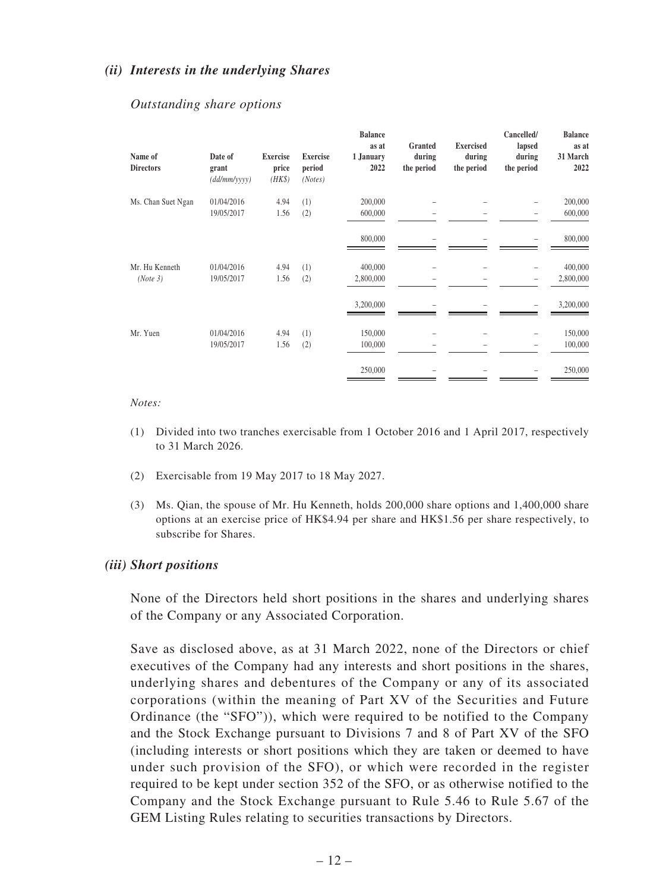### *(ii) Interests in the underlying Shares*

*Outstanding share options*

| Name of Directors | Date of grant *(dd/mm/yyyy)* | Exercise price *(HK$)* | Exercise period *(Notes)* | Balance as at 1 January 2022 | Granted during the period | Exercised during the period | Cancelled/ lapsed during the period | Balance as at 31 March 2022 |
|---|---|---|---|---|---|---|---|---|
| Ms. Chan Suet Ngan | 01/04/2016 | 4.94 | (1) | 200,000 | – | – | – | 200,000 |
| | 19/05/2017 | 1.56 | (2) | 600,000 | – | – | – | 600,000 |
| | | | | 800,000 | – | – | – | 800,000 |
| Mr. Hu Kenneth *(Note 3)* | 01/04/2016 | 4.94 | (1) | 400,000 | – | – | – | 400,000 |
| | 19/05/2017 | 1.56 | (2) | 2,800,000 | – | – | – | 2,800,000 |
| | | | | 3,200,000 | – | – | – | 3,200,000 |
| Mr. Yuen | 01/04/2016 | 4.94 | (1) | 150,000 | – | – | – | 150,000 |
| | 19/05/2017 | 1.56 | (2) | 100,000 | – | – | – | 100,000 |
| | | | | 250,000 | – | – | – | 250,000 |

*Notes:*

(1) Divided into two tranches exercisable from 1 October 2016 and 1 April 2017, respectively to 31 March 2026.

(2) Exercisable from 19 May 2017 to 18 May 2027.

(3) Ms. Qian, the spouse of Mr. Hu Kenneth, holds 200,000 share options and 1,400,000 share options at an exercise price of HK$4.94 per share and HK$1.56 per share respectively, to subscribe for Shares.

### *(iii) Short positions*

None of the Directors held short positions in the shares and underlying shares of the Company or any Associated Corporation.

Save as disclosed above, as at 31 March 2022, none of the Directors or chief executives of the Company had any interests and short positions in the shares, underlying shares and debentures of the Company or any of its associated corporations (within the meaning of Part XV of the Securities and Future Ordinance (the "SFO")), which were required to be notified to the Company and the Stock Exchange pursuant to Divisions 7 and 8 of Part XV of the SFO (including interests or short positions which they are taken or deemed to have under such provision of the SFO), or which were recorded in the register required to be kept under section 352 of the SFO, or as otherwise notified to the Company and the Stock Exchange pursuant to Rule 5.46 to Rule 5.67 of the GEM Listing Rules relating to securities transactions by Directors.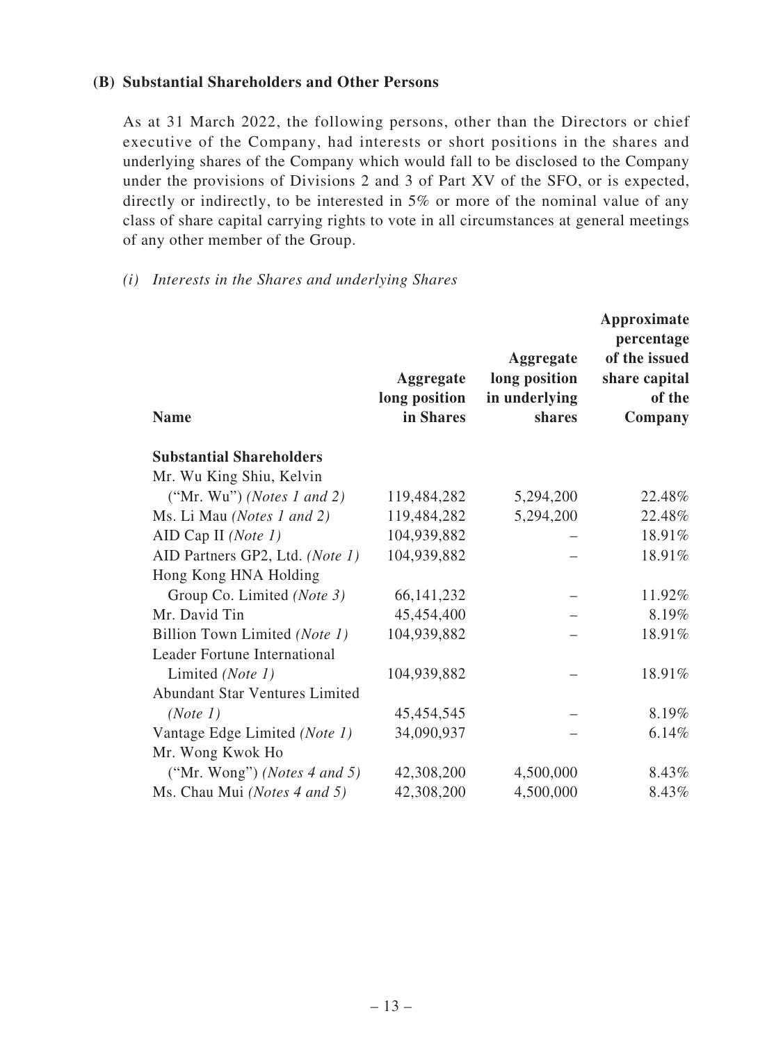### (B) Substantial Shareholders and Other Persons

As at 31 March 2022, the following persons, other than the Directors or chief executive of the Company, had interests or short positions in the shares and underlying shares of the Company which would fall to be disclosed to the Company under the provisions of Divisions 2 and 3 of Part XV of the SFO, or is expected, directly or indirectly, to be interested in 5% or more of the nominal value of any class of share capital carrying rights to vote in all circumstances at general meetings of any other member of the Group.

*(i) Interests in the Shares and underlying Shares*

| Name | Aggregate long position in Shares | Aggregate long position in underlying shares | Approximate percentage of the issued share capital of the Company |
|---|---|---|---|
| **Substantial Shareholders** | | | |
| Mr. Wu King Shiu, Kelvin ("Mr. Wu") *(Notes 1 and 2)* | 119,484,282 | 5,294,200 | 22.48% |
| Ms. Li Mau *(Notes 1 and 2)* | 119,484,282 | 5,294,200 | 22.48% |
| AID Cap II *(Note 1)* | 104,939,882 | – | 18.91% |
| AID Partners GP2, Ltd. *(Note 1)* | 104,939,882 | – | 18.91% |
| Hong Kong HNA Holding Group Co. Limited *(Note 3)* | 66,141,232 | – | 11.92% |
| Mr. David Tin | 45,454,400 | – | 8.19% |
| Billion Town Limited *(Note 1)* | 104,939,882 | – | 18.91% |
| Leader Fortune International Limited *(Note 1)* | 104,939,882 | – | 18.91% |
| Abundant Star Ventures Limited *(Note 1)* | 45,454,545 | – | 8.19% |
| Vantage Edge Limited *(Note 1)* | 34,090,937 | – | 6.14% |
| Mr. Wong Kwok Ho ("Mr. Wong") *(Notes 4 and 5)* | 42,308,200 | 4,500,000 | 8.43% |
| Ms. Chau Mui *(Notes 4 and 5)* | 42,308,200 | 4,500,000 | 8.43% |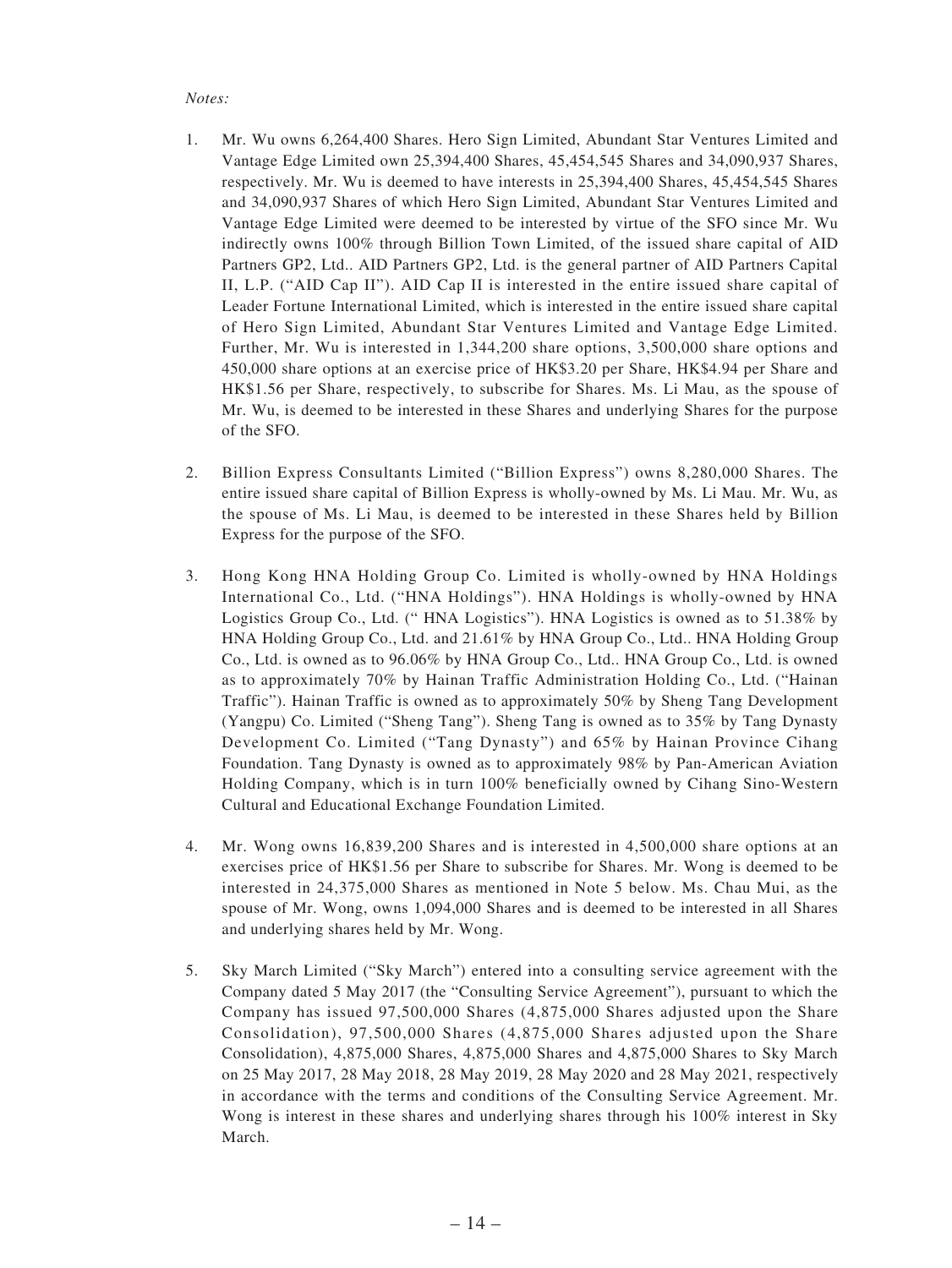*Notes:*

1. Mr. Wu owns 6,264,400 Shares. Hero Sign Limited, Abundant Star Ventures Limited and Vantage Edge Limited own 25,394,400 Shares, 45,454,545 Shares and 34,090,937 Shares, respectively. Mr. Wu is deemed to have interests in 25,394,400 Shares, 45,454,545 Shares and 34,090,937 Shares of which Hero Sign Limited, Abundant Star Ventures Limited and Vantage Edge Limited were deemed to be interested by virtue of the SFO since Mr. Wu indirectly owns 100% through Billion Town Limited, of the issued share capital of AID Partners GP2, Ltd.. AID Partners GP2, Ltd. is the general partner of AID Partners Capital II, L.P. ("AID Cap II"). AID Cap II is interested in the entire issued share capital of Leader Fortune International Limited, which is interested in the entire issued share capital of Hero Sign Limited, Abundant Star Ventures Limited and Vantage Edge Limited. Further, Mr. Wu is interested in 1,344,200 share options, 3,500,000 share options and 450,000 share options at an exercise price of HK$3.20 per Share, HK$4.94 per Share and HK$1.56 per Share, respectively, to subscribe for Shares. Ms. Li Mau, as the spouse of Mr. Wu, is deemed to be interested in these Shares and underlying Shares for the purpose of the SFO.

2. Billion Express Consultants Limited ("Billion Express") owns 8,280,000 Shares. The entire issued share capital of Billion Express is wholly-owned by Ms. Li Mau. Mr. Wu, as the spouse of Ms. Li Mau, is deemed to be interested in these Shares held by Billion Express for the purpose of the SFO.

3. Hong Kong HNA Holding Group Co. Limited is wholly-owned by HNA Holdings International Co., Ltd. ("HNA Holdings"). HNA Holdings is wholly-owned by HNA Logistics Group Co., Ltd. (" HNA Logistics"). HNA Logistics is owned as to 51.38% by HNA Holding Group Co., Ltd. and 21.61% by HNA Group Co., Ltd.. HNA Holding Group Co., Ltd. is owned as to 96.06% by HNA Group Co., Ltd.. HNA Group Co., Ltd. is owned as to approximately 70% by Hainan Traffic Administration Holding Co., Ltd. ("Hainan Traffic"). Hainan Traffic is owned as to approximately 50% by Sheng Tang Development (Yangpu) Co. Limited ("Sheng Tang"). Sheng Tang is owned as to 35% by Tang Dynasty Development Co. Limited ("Tang Dynasty") and 65% by Hainan Province Cihang Foundation. Tang Dynasty is owned as to approximately 98% by Pan-American Aviation Holding Company, which is in turn 100% beneficially owned by Cihang Sino-Western Cultural and Educational Exchange Foundation Limited.

4. Mr. Wong owns 16,839,200 Shares and is interested in 4,500,000 share options at an exercises price of HK$1.56 per Share to subscribe for Shares. Mr. Wong is deemed to be interested in 24,375,000 Shares as mentioned in Note 5 below. Ms. Chau Mui, as the spouse of Mr. Wong, owns 1,094,000 Shares and is deemed to be interested in all Shares and underlying shares held by Mr. Wong.

5. Sky March Limited ("Sky March") entered into a consulting service agreement with the Company dated 5 May 2017 (the "Consulting Service Agreement"), pursuant to which the Company has issued 97,500,000 Shares (4,875,000 Shares adjusted upon the Share Consolidation), 97,500,000 Shares (4,875,000 Shares adjusted upon the Share Consolidation), 4,875,000 Shares, 4,875,000 Shares and 4,875,000 Shares to Sky March on 25 May 2017, 28 May 2018, 28 May 2019, 28 May 2020 and 28 May 2021, respectively in accordance with the terms and conditions of the Consulting Service Agreement. Mr. Wong is interest in these shares and underlying shares through his 100% interest in Sky March.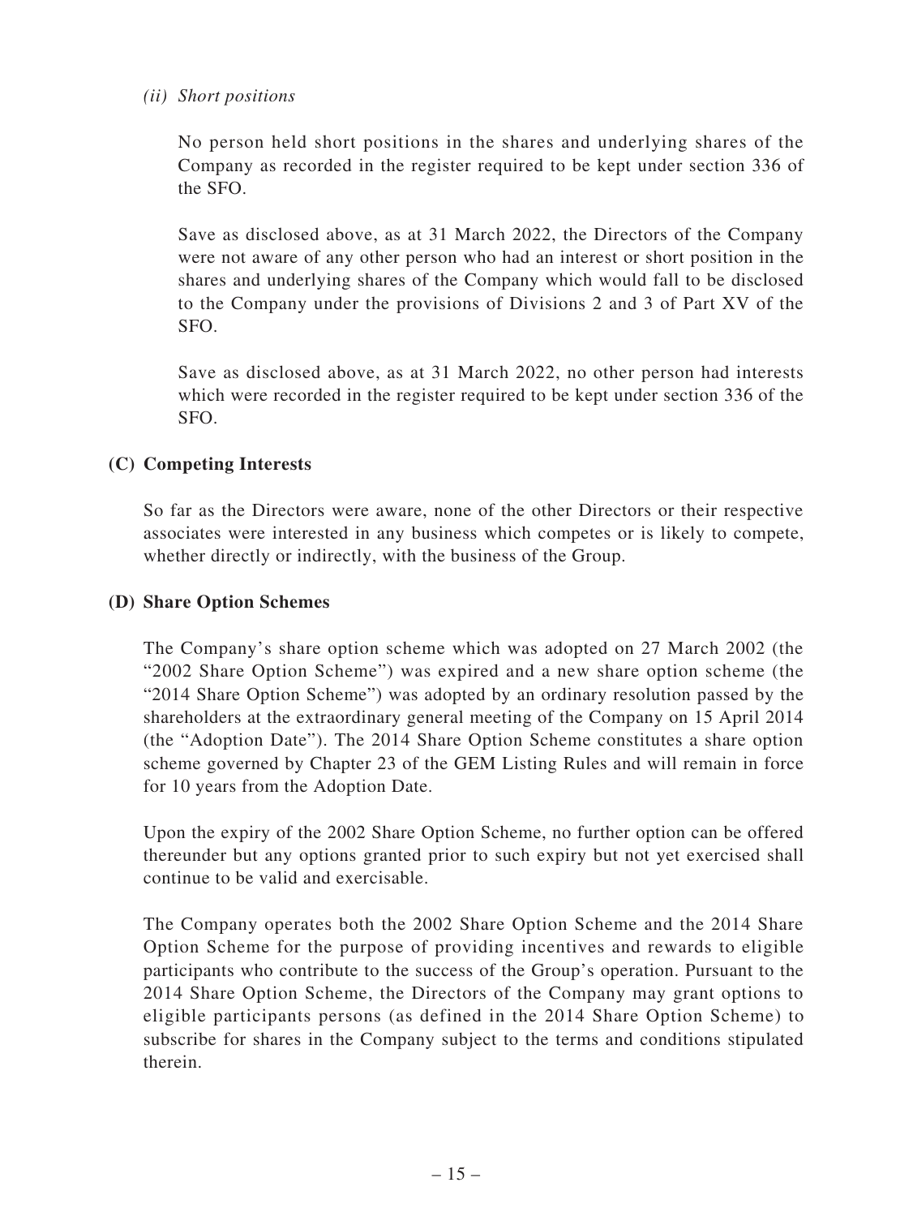*(ii) Short positions*

No person held short positions in the shares and underlying shares of the Company as recorded in the register required to be kept under section 336 of the SFO.

Save as disclosed above, as at 31 March 2022, the Directors of the Company were not aware of any other person who had an interest or short position in the shares and underlying shares of the Company which would fall to be disclosed to the Company under the provisions of Divisions 2 and 3 of Part XV of the SFO.

Save as disclosed above, as at 31 March 2022, no other person had interests which were recorded in the register required to be kept under section 336 of the SFO.

## (C) Competing Interests

So far as the Directors were aware, none of the other Directors or their respective associates were interested in any business which competes or is likely to compete, whether directly or indirectly, with the business of the Group.

## (D) Share Option Schemes

The Company's share option scheme which was adopted on 27 March 2002 (the "2002 Share Option Scheme") was expired and a new share option scheme (the "2014 Share Option Scheme") was adopted by an ordinary resolution passed by the shareholders at the extraordinary general meeting of the Company on 15 April 2014 (the "Adoption Date"). The 2014 Share Option Scheme constitutes a share option scheme governed by Chapter 23 of the GEM Listing Rules and will remain in force for 10 years from the Adoption Date.

Upon the expiry of the 2002 Share Option Scheme, no further option can be offered thereunder but any options granted prior to such expiry but not yet exercised shall continue to be valid and exercisable.

The Company operates both the 2002 Share Option Scheme and the 2014 Share Option Scheme for the purpose of providing incentives and rewards to eligible participants who contribute to the success of the Group's operation. Pursuant to the 2014 Share Option Scheme, the Directors of the Company may grant options to eligible participants persons (as defined in the 2014 Share Option Scheme) to subscribe for shares in the Company subject to the terms and conditions stipulated therein.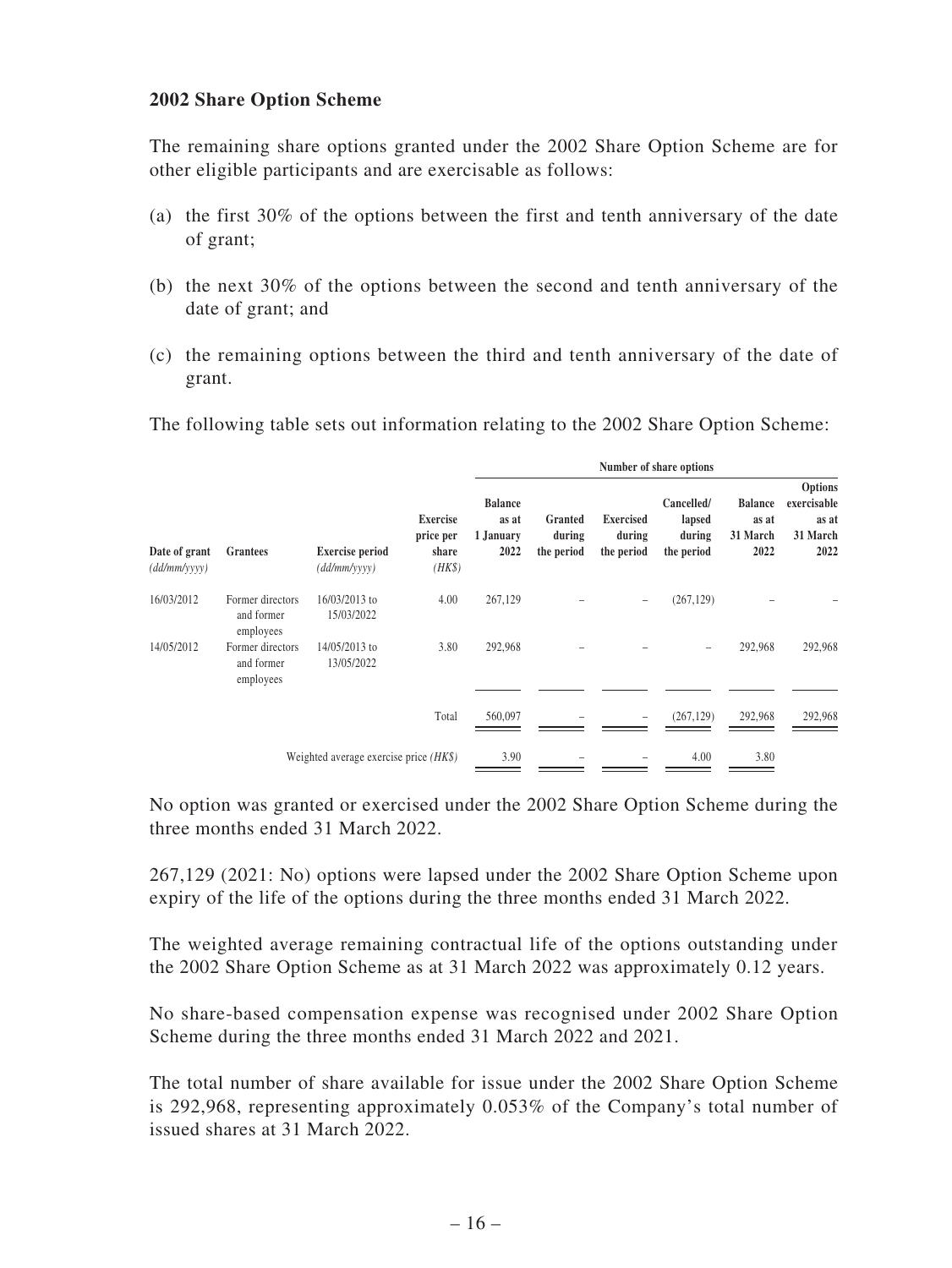### 2002 Share Option Scheme

The remaining share options granted under the 2002 Share Option Scheme are for other eligible participants and are exercisable as follows:

(a) the first 30% of the options between the first and tenth anniversary of the date of grant;

(b) the next 30% of the options between the second and tenth anniversary of the date of grant; and

(c) the remaining options between the third and tenth anniversary of the date of grant.

The following table sets out information relating to the 2002 Share Option Scheme:

| | | | | Number of share options | | | | | |
|---|---|---|---|---|---|---|---|---|---|
| **Date of grant** *(dd/mm/yyyy)* | **Grantees** | **Exercise period** *(dd/mm/yyyy)* | **Exercise price per share** *(HK$)* | **Balance as at 1 January 2022** | **Granted during the period** | **Exercised during the period** | **Cancelled/ lapsed during the period** | **Balance as at 31 March 2022** | **Options exercisable as at 31 March 2022** |
| 16/03/2012 | Former directors and former employees | 16/03/2013 to 15/03/2022 | 4.00 | 267,129 | – | – | (267,129) | – | – |
| 14/05/2012 | Former directors and former employees | 14/05/2013 to 13/05/2022 | 3.80 | 292,968 | – | – | – | 292,968 | 292,968 |
| | | | Total | 560,097 | – | – | (267,129) | 292,968 | 292,968 |
| | | Weighted average exercise price *(HK$)* | | 3.90 | – | – | 4.00 | 3.80 | |

No option was granted or exercised under the 2002 Share Option Scheme during the three months ended 31 March 2022.

267,129 (2021: No) options were lapsed under the 2002 Share Option Scheme upon expiry of the life of the options during the three months ended 31 March 2022.

The weighted average remaining contractual life of the options outstanding under the 2002 Share Option Scheme as at 31 March 2022 was approximately 0.12 years.

No share-based compensation expense was recognised under 2002 Share Option Scheme during the three months ended 31 March 2022 and 2021.

The total number of share available for issue under the 2002 Share Option Scheme is 292,968, representing approximately 0.053% of the Company's total number of issued shares at 31 March 2022.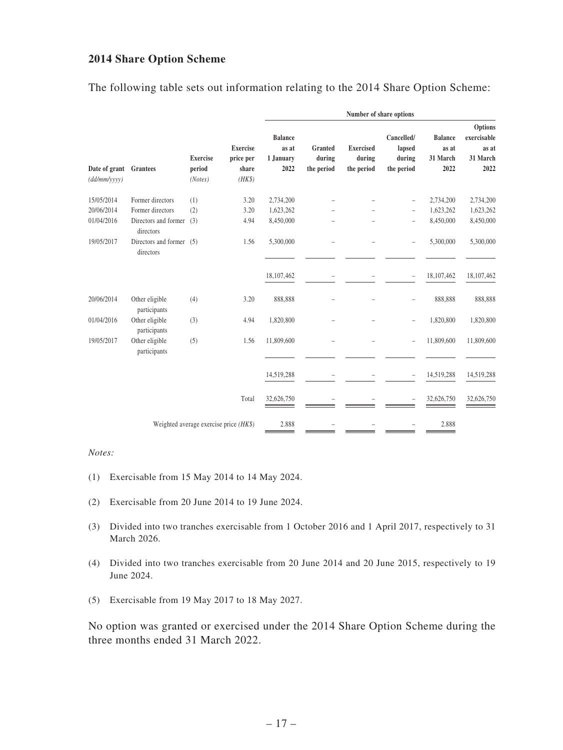## 2014 Share Option Scheme

The following table sets out information relating to the 2014 Share Option Scheme:

| | | | | Number of share options | | | | | |
|---|---|---|---|---|---|---|---|---|---|
| Date of grant *(dd/mm/yyyy)* | Grantees | Exercise period *(Notes)* | Exercise price per share *(HK$)* | Balance as at 1 January 2022 | Granted during the period | Exercised during the period | Cancelled/ lapsed during the period | Balance as at 31 March 2022 | Options exercisable as at 31 March 2022 |
| 15/05/2014 | Former directors | (1) | 3.20 | 2,734,200 | – | – | – | 2,734,200 | 2,734,200 |
| 20/06/2014 | Former directors | (2) | 3.20 | 1,623,262 | – | – | – | 1,623,262 | 1,623,262 |
| 01/04/2016 | Directors and former directors | (3) | 4.94 | 8,450,000 | – | – | – | 8,450,000 | 8,450,000 |
| 19/05/2017 | Directors and former directors | (5) | 1.56 | 5,300,000 | – | – | – | 5,300,000 | 5,300,000 |
| | | | | 18,107,462 | – | – | – | 18,107,462 | 18,107,462 |
| 20/06/2014 | Other eligible participants | (4) | 3.20 | 888,888 | – | – | – | 888,888 | 888,888 |
| 01/04/2016 | Other eligible participants | (3) | 4.94 | 1,820,800 | – | – | – | 1,820,800 | 1,820,800 |
| 19/05/2017 | Other eligible participants | (5) | 1.56 | 11,809,600 | – | – | – | 11,809,600 | 11,809,600 |
| | | | | 14,519,288 | – | – | – | 14,519,288 | 14,519,288 |
| | | | Total | 32,626,750 | – | – | – | 32,626,750 | 32,626,750 |
| | Weighted average exercise price *(HK$)* | | | 2.888 | – | – | – | 2.888 | |

*Notes:*

(1) Exercisable from 15 May 2014 to 14 May 2024.

(2) Exercisable from 20 June 2014 to 19 June 2024.

(3) Divided into two tranches exercisable from 1 October 2016 and 1 April 2017, respectively to 31 March 2026.

(4) Divided into two tranches exercisable from 20 June 2014 and 20 June 2015, respectively to 19 June 2024.

(5) Exercisable from 19 May 2017 to 18 May 2027.

No option was granted or exercised under the 2014 Share Option Scheme during the three months ended 31 March 2022.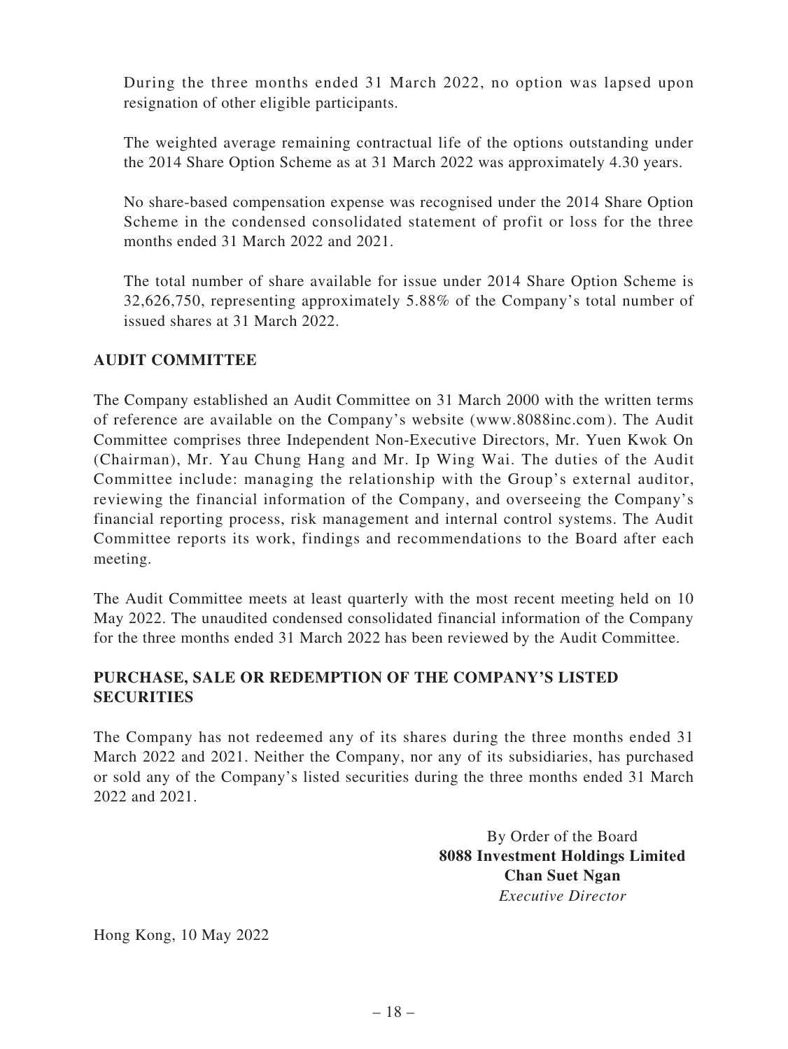During the three months ended 31 March 2022, no option was lapsed upon resignation of other eligible participants.

The weighted average remaining contractual life of the options outstanding under the 2014 Share Option Scheme as at 31 March 2022 was approximately 4.30 years.

No share-based compensation expense was recognised under the 2014 Share Option Scheme in the condensed consolidated statement of profit or loss for the three months ended 31 March 2022 and 2021.

The total number of share available for issue under 2014 Share Option Scheme is 32,626,750, representing approximately 5.88% of the Company's total number of issued shares at 31 March 2022.

## AUDIT COMMITTEE

The Company established an Audit Committee on 31 March 2000 with the written terms of reference are available on the Company's website (www.8088inc.com). The Audit Committee comprises three Independent Non-Executive Directors, Mr. Yuen Kwok On (Chairman), Mr. Yau Chung Hang and Mr. Ip Wing Wai. The duties of the Audit Committee include: managing the relationship with the Group's external auditor, reviewing the financial information of the Company, and overseeing the Company's financial reporting process, risk management and internal control systems. The Audit Committee reports its work, findings and recommendations to the Board after each meeting.

The Audit Committee meets at least quarterly with the most recent meeting held on 10 May 2022. The unaudited condensed consolidated financial information of the Company for the three months ended 31 March 2022 has been reviewed by the Audit Committee.

## PURCHASE, SALE OR REDEMPTION OF THE COMPANY'S LISTED SECURITIES

The Company has not redeemed any of its shares during the three months ended 31 March 2022 and 2021. Neither the Company, nor any of its subsidiaries, has purchased or sold any of the Company's listed securities during the three months ended 31 March 2022 and 2021.

By Order of the Board
**8088 Investment Holdings Limited**
**Chan Suet Ngan**
*Executive Director*

Hong Kong, 10 May 2022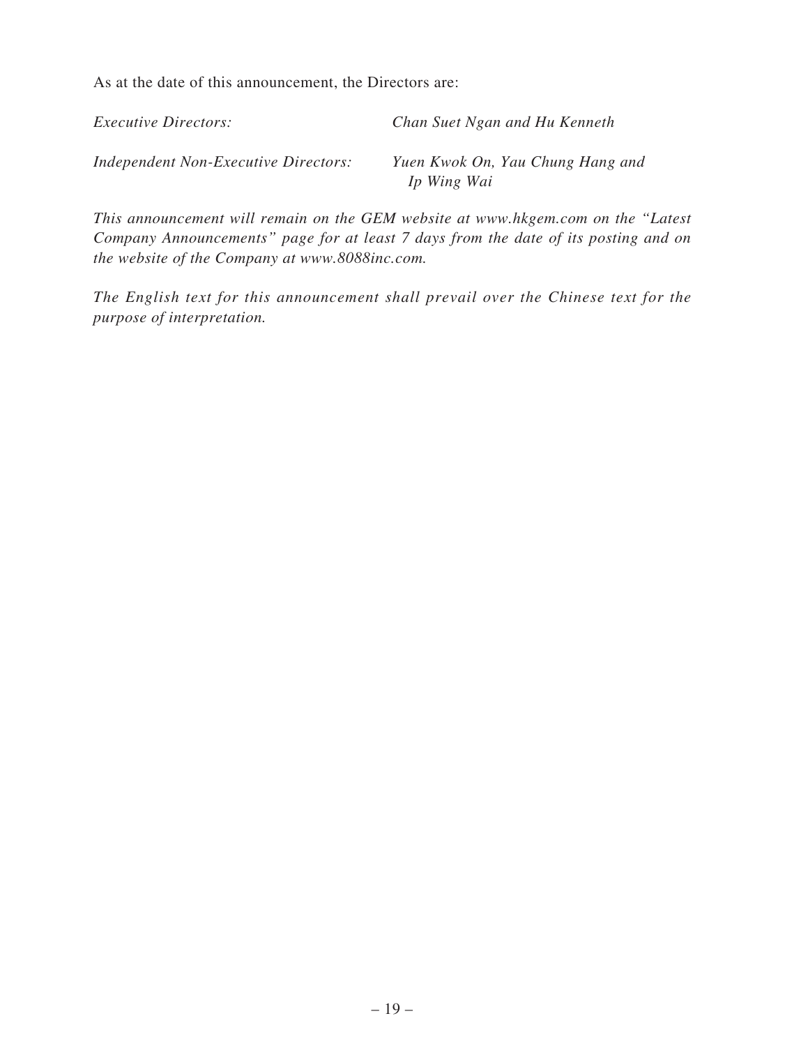As at the date of this announcement, the Directors are:

| | |
|---|---|
| *Executive Directors:* | *Chan Suet Ngan and Hu Kenneth* |
| *Independent Non-Executive Directors:* | *Yuen Kwok On, Yau Chung Hang and Ip Wing Wai* |

*This announcement will remain on the GEM website at www.hkgem.com on the "Latest Company Announcements" page for at least 7 days from the date of its posting and on the website of the Company at www.8088inc.com.*

*The English text for this announcement shall prevail over the Chinese text for the purpose of interpretation.*